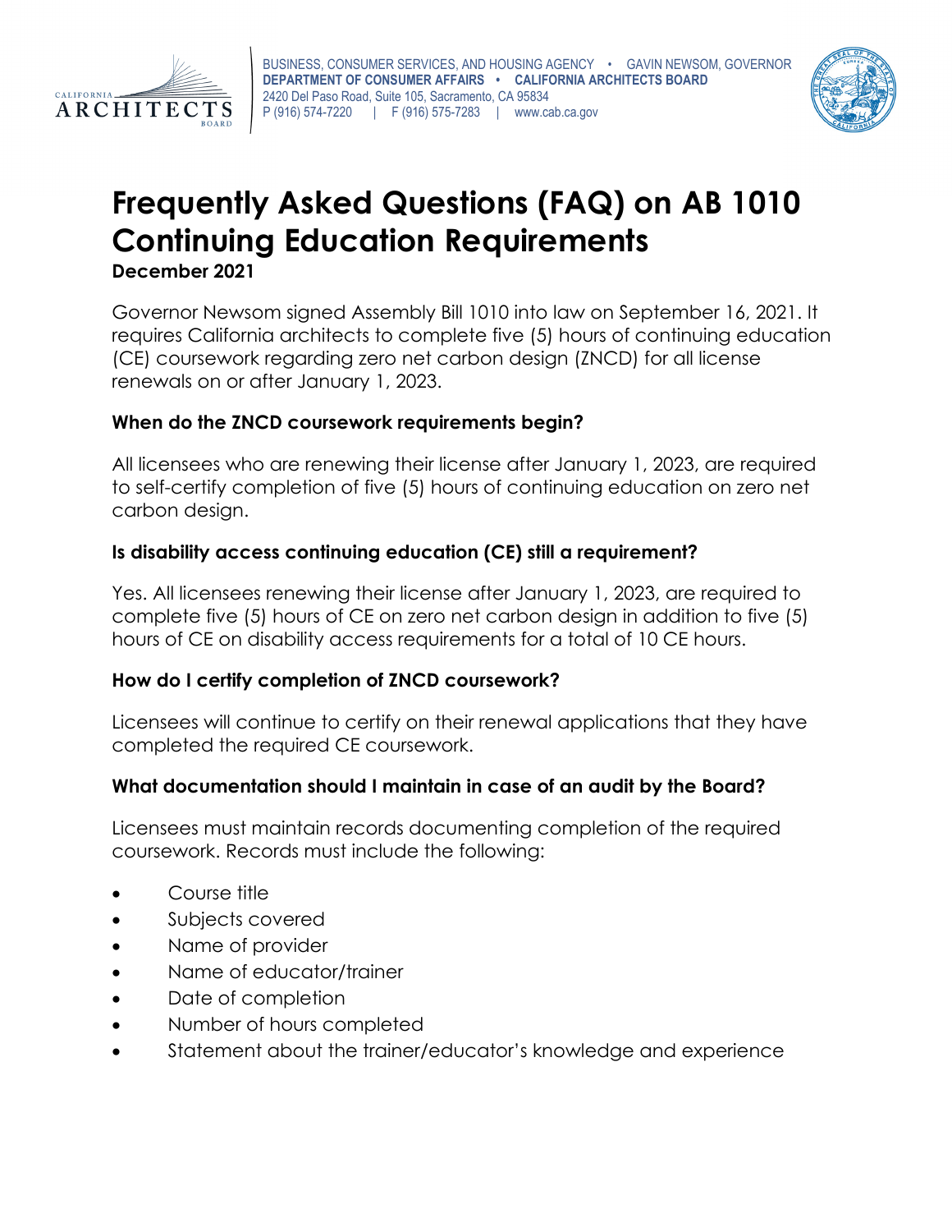BUSINESS, CONSUMER SERVICES, AND HOUSING AGENCY • GAVIN NEWSOM, GOVERNOR
**DEPARTMENT OF CONSUMER AFFAIRS • CALIFORNIA ARCHITECTS BOARD**
2420 Del Paso Road, Suite 105, Sacramento, CA 95834
P (916) 574-7220 | F (916) 575-7283 | www.cab.ca.gov

# Frequently Asked Questions (FAQ) on AB 1010 Continuing Education Requirements

**December 2021**

Governor Newsom signed Assembly Bill 1010 into law on September 16, 2021. It requires California architects to complete five (5) hours of continuing education (CE) coursework regarding zero net carbon design (ZNCD) for all license renewals on or after January 1, 2023.

### When do the ZNCD coursework requirements begin?

All licensees who are renewing their license after January 1, 2023, are required to self-certify completion of five (5) hours of continuing education on zero net carbon design.

### Is disability access continuing education (CE) still a requirement?

Yes. All licensees renewing their license after January 1, 2023, are required to complete five (5) hours of CE on zero net carbon design in addition to five (5) hours of CE on disability access requirements for a total of 10 CE hours.

### How do I certify completion of ZNCD coursework?

Licensees will continue to certify on their renewal applications that they have completed the required CE coursework.

### What documentation should I maintain in case of an audit by the Board?

Licensees must maintain records documenting completion of the required coursework. Records must include the following:

- Course title
- Subjects covered
- Name of provider
- Name of educator/trainer
- Date of completion
- Number of hours completed
- Statement about the trainer/educator's knowledge and experience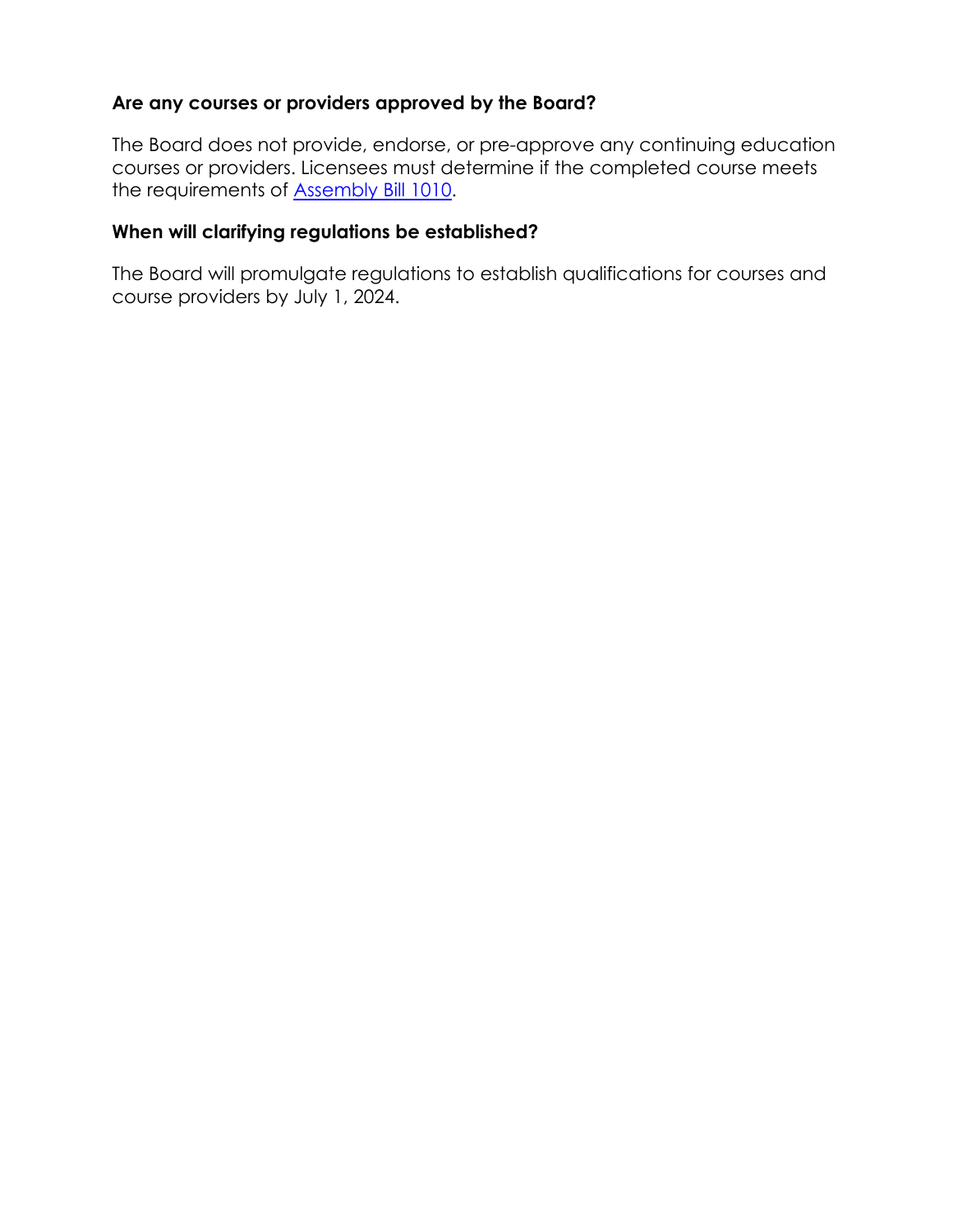### Are any courses or providers approved by the Board?

The Board does not provide, endorse, or pre-approve any continuing education courses or providers. Licensees must determine if the completed course meets the requirements of [Assembly Bill 1010](Assembly Bill 1010).

### When will clarifying regulations be established?

The Board will promulgate regulations to establish qualifications for courses and course providers by July 1, 2024.